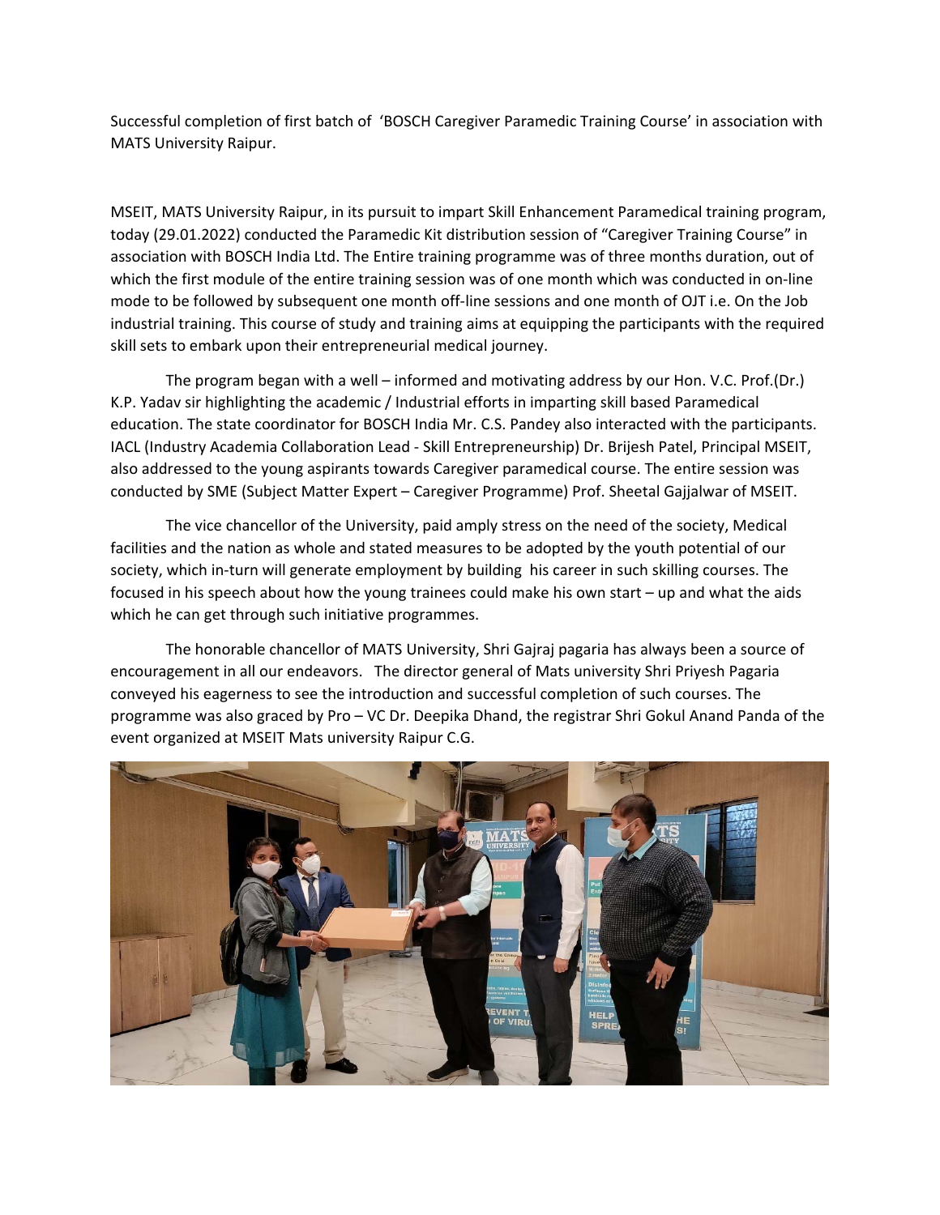Successful completion of first batch of 'BOSCH Caregiver Paramedic Training Course' in association with MATS University Raipur.

MSEIT, MATS University Raipur, in its pursuit to impart Skill Enhancement Paramedical training program, today (29.01.2022) conducted the Paramedic Kit distribution session of "Caregiver Training Course" in association with BOSCH India Ltd. The Entire training programme was of three months duration, out of which the first module of the entire training session was of one month which was conducted in on-line mode to be followed by subsequent one month off-line sessions and one month of OJT i.e. On the Job industrial training. This course of study and training aims at equipping the participants with the required skill sets to embark upon their entrepreneurial medical journey.

The program began with a well – informed and motivating address by our Hon. V.C. Prof.(Dr.) K.P. Yadav sir highlighting the academic / Industrial efforts in imparting skill based Paramedical education. The state coordinator for BOSCH India Mr. C.S. Pandey also interacted with the participants. IACL (Industry Academia Collaboration Lead - Skill Entrepreneurship) Dr. Brijesh Patel, Principal MSEIT, also addressed to the young aspirants towards Caregiver paramedical course. The entire session was conducted by SME (Subject Matter Expert – Caregiver Programme) Prof. Sheetal Gajjalwar of MSEIT.

The vice chancellor of the University, paid amply stress on the need of the society, Medical facilities and the nation as whole and stated measures to be adopted by the youth potential of our society, which in-turn will generate employment by building his career in such skilling courses. The focused in his speech about how the young trainees could make his own start – up and what the aids which he can get through such initiative programmes.

The honorable chancellor of MATS University, Shri Gajraj pagaria has always been a source of encouragement in all our endeavors. The director general of Mats university Shri Priyesh Pagaria conveyed his eagerness to see the introduction and successful completion of such courses. The programme was also graced by Pro – VC Dr. Deepika Dhand, the registrar Shri Gokul Anand Panda of the event organized at MSEIT Mats university Raipur C.G.